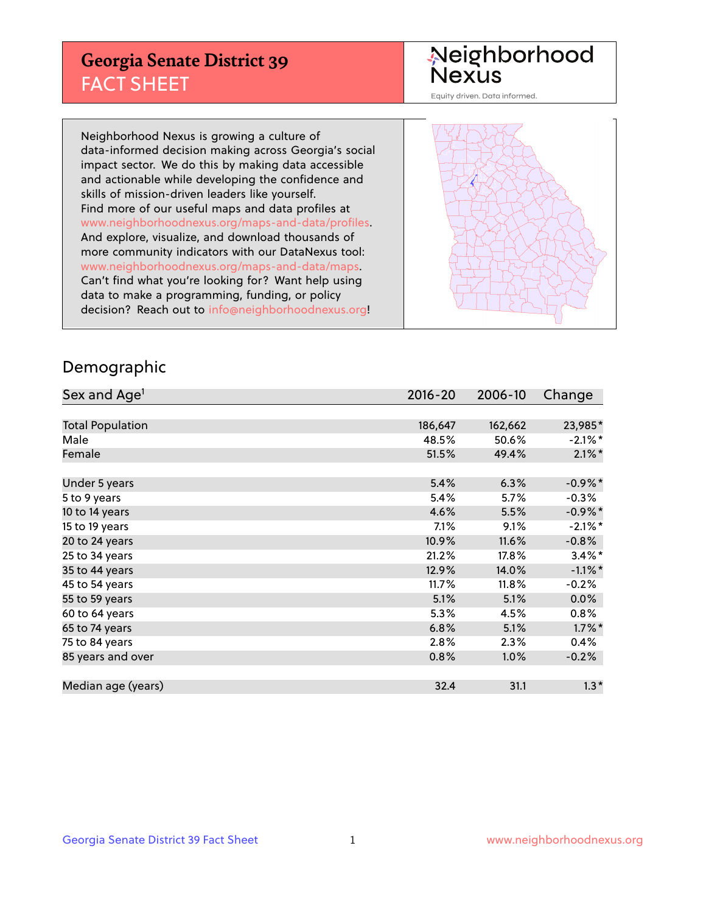# Georgia Senate District 39
## FACT SHEET

Neighborhood Nexus

Equity driven. Data informed.

Neighborhood Nexus is growing a culture of data-informed decision making across Georgia's social impact sector. We do this by making data accessible and actionable while developing the confidence and skills of mission-driven leaders like yourself. Find more of our useful maps and data profiles at www.neighborhoodnexus.org/maps-and-data/profiles. And explore, visualize, and download thousands of more community indicators with our DataNexus tool: www.neighborhoodnexus.org/maps-and-data/maps. Can't find what you're looking for? Want help using data to make a programming, funding, or policy decision? Reach out to info@neighborhoodnexus.org!

## Demographic

| Sex and Age[1] | 2016-20 | 2006-10 | Change |
|---|---|---|---|
| | | | |
| Total Population | 186,647 | 162,662 | 23,985* |
| Male | 48.5% | 50.6% | -2.1%* |
| Female | 51.5% | 49.4% | 2.1%* |
| | | | |
| Under 5 years | 5.4% | 6.3% | -0.9%* |
| 5 to 9 years | 5.4% | 5.7% | -0.3% |
| 10 to 14 years | 4.6% | 5.5% | -0.9%* |
| 15 to 19 years | 7.1% | 9.1% | -2.1%* |
| 20 to 24 years | 10.9% | 11.6% | -0.8% |
| 25 to 34 years | 21.2% | 17.8% | 3.4%* |
| 35 to 44 years | 12.9% | 14.0% | -1.1%* |
| 45 to 54 years | 11.7% | 11.8% | -0.2% |
| 55 to 59 years | 5.1% | 5.1% | 0.0% |
| 60 to 64 years | 5.3% | 4.5% | 0.8% |
| 65 to 74 years | 6.8% | 5.1% | 1.7%* |
| 75 to 84 years | 2.8% | 2.3% | 0.4% |
| 85 years and over | 0.8% | 1.0% | -0.2% |
| | | | |
| Median age (years) | 32.4 | 31.1 | 1.3* |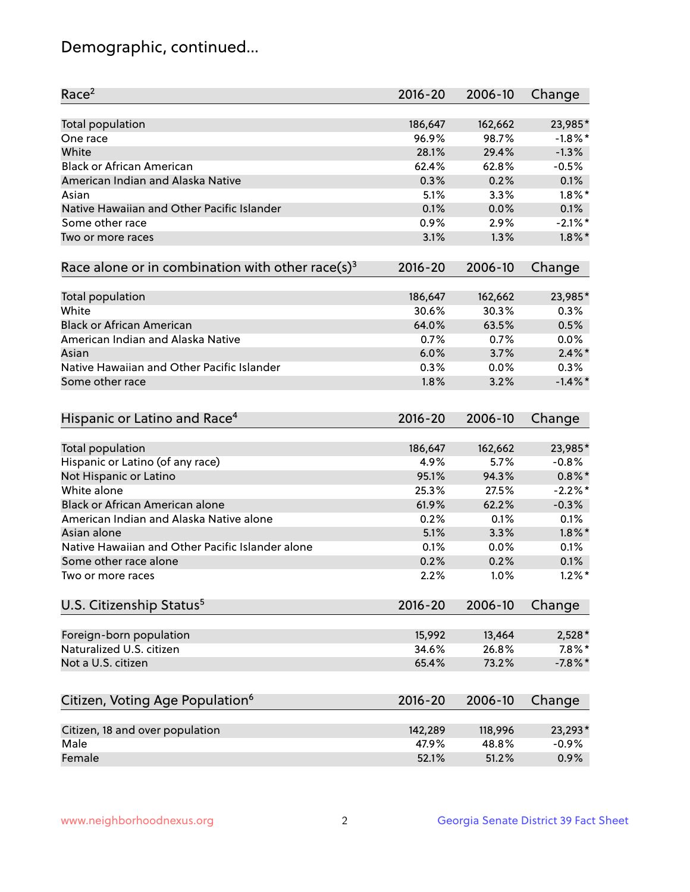# Demographic, continued...

| Race[2] | 2016-20 | 2006-10 | Change |
|---|---|---|---|
| Total population | 186,647 | 162,662 | 23,985* |
| One race | 96.9% | 98.7% | -1.8%* |
| White | 28.1% | 29.4% | -1.3% |
| Black or African American | 62.4% | 62.8% | -0.5% |
| American Indian and Alaska Native | 0.3% | 0.2% | 0.1% |
| Asian | 5.1% | 3.3% | 1.8%* |
| Native Hawaiian and Other Pacific Islander | 0.1% | 0.0% | 0.1% |
| Some other race | 0.9% | 2.9% | -2.1%* |
| Two or more races | 3.1% | 1.3% | 1.8%* |

| Race alone or in combination with other race(s)[3] | 2016-20 | 2006-10 | Change |
|---|---|---|---|
| Total population | 186,647 | 162,662 | 23,985* |
| White | 30.6% | 30.3% | 0.3% |
| Black or African American | 64.0% | 63.5% | 0.5% |
| American Indian and Alaska Native | 0.7% | 0.7% | 0.0% |
| Asian | 6.0% | 3.7% | 2.4%* |
| Native Hawaiian and Other Pacific Islander | 0.3% | 0.0% | 0.3% |
| Some other race | 1.8% | 3.2% | -1.4%* |

| Hispanic or Latino and Race[4] | 2016-20 | 2006-10 | Change |
|---|---|---|---|
| Total population | 186,647 | 162,662 | 23,985* |
| Hispanic or Latino (of any race) | 4.9% | 5.7% | -0.8% |
| Not Hispanic or Latino | 95.1% | 94.3% | 0.8%* |
| White alone | 25.3% | 27.5% | -2.2%* |
| Black or African American alone | 61.9% | 62.2% | -0.3% |
| American Indian and Alaska Native alone | 0.2% | 0.1% | 0.1% |
| Asian alone | 5.1% | 3.3% | 1.8%* |
| Native Hawaiian and Other Pacific Islander alone | 0.1% | 0.0% | 0.1% |
| Some other race alone | 0.2% | 0.2% | 0.1% |
| Two or more races | 2.2% | 1.0% | 1.2%* |

| U.S. Citizenship Status[5] | 2016-20 | 2006-10 | Change |
|---|---|---|---|
| Foreign-born population | 15,992 | 13,464 | 2,528* |
| Naturalized U.S. citizen | 34.6% | 26.8% | 7.8%* |
| Not a U.S. citizen | 65.4% | 73.2% | -7.8%* |

| Citizen, Voting Age Population[6] | 2016-20 | 2006-10 | Change |
|---|---|---|---|
| Citizen, 18 and over population | 142,289 | 118,996 | 23,293* |
| Male | 47.9% | 48.8% | -0.9% |
| Female | 52.1% | 51.2% | 0.9% |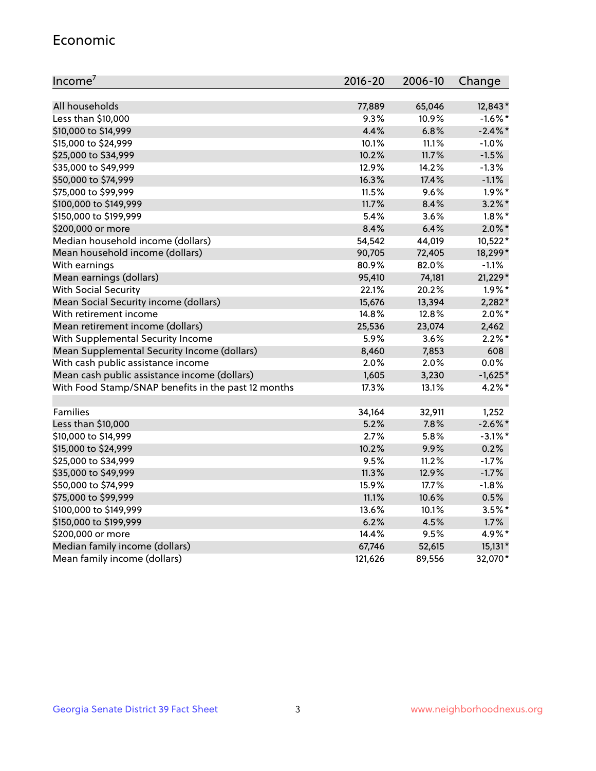## Economic

| Income[7] | 2016-20 | 2006-10 | Change |
|---|---|---|---|
| All households | 77,889 | 65,046 | 12,843* |
| Less than $10,000 | 9.3% | 10.9% | -1.6%* |
| $10,000 to $14,999 | 4.4% | 6.8% | -2.4%* |
| $15,000 to $24,999 | 10.1% | 11.1% | -1.0% |
| $25,000 to $34,999 | 10.2% | 11.7% | -1.5% |
| $35,000 to $49,999 | 12.9% | 14.2% | -1.3% |
| $50,000 to $74,999 | 16.3% | 17.4% | -1.1% |
| $75,000 to $99,999 | 11.5% | 9.6% | 1.9%* |
| $100,000 to $149,999 | 11.7% | 8.4% | 3.2%* |
| $150,000 to $199,999 | 5.4% | 3.6% | 1.8%* |
| $200,000 or more | 8.4% | 6.4% | 2.0%* |
| Median household income (dollars) | 54,542 | 44,019 | 10,522* |
| Mean household income (dollars) | 90,705 | 72,405 | 18,299* |
| With earnings | 80.9% | 82.0% | -1.1% |
| Mean earnings (dollars) | 95,410 | 74,181 | 21,229* |
| With Social Security | 22.1% | 20.2% | 1.9%* |
| Mean Social Security income (dollars) | 15,676 | 13,394 | 2,282* |
| With retirement income | 14.8% | 12.8% | 2.0%* |
| Mean retirement income (dollars) | 25,536 | 23,074 | 2,462 |
| With Supplemental Security Income | 5.9% | 3.6% | 2.2%* |
| Mean Supplemental Security Income (dollars) | 8,460 | 7,853 | 608 |
| With cash public assistance income | 2.0% | 2.0% | 0.0% |
| Mean cash public assistance income (dollars) | 1,605 | 3,230 | -1,625* |
| With Food Stamp/SNAP benefits in the past 12 months | 17.3% | 13.1% | 4.2%* |
| | | | |
| Families | 34,164 | 32,911 | 1,252 |
| Less than $10,000 | 5.2% | 7.8% | -2.6%* |
| $10,000 to $14,999 | 2.7% | 5.8% | -3.1%* |
| $15,000 to $24,999 | 10.2% | 9.9% | 0.2% |
| $25,000 to $34,999 | 9.5% | 11.2% | -1.7% |
| $35,000 to $49,999 | 11.3% | 12.9% | -1.7% |
| $50,000 to $74,999 | 15.9% | 17.7% | -1.8% |
| $75,000 to $99,999 | 11.1% | 10.6% | 0.5% |
| $100,000 to $149,999 | 13.6% | 10.1% | 3.5%* |
| $150,000 to $199,999 | 6.2% | 4.5% | 1.7% |
| $200,000 or more | 14.4% | 9.5% | 4.9%* |
| Median family income (dollars) | 67,746 | 52,615 | 15,131* |
| Mean family income (dollars) | 121,626 | 89,556 | 32,070* |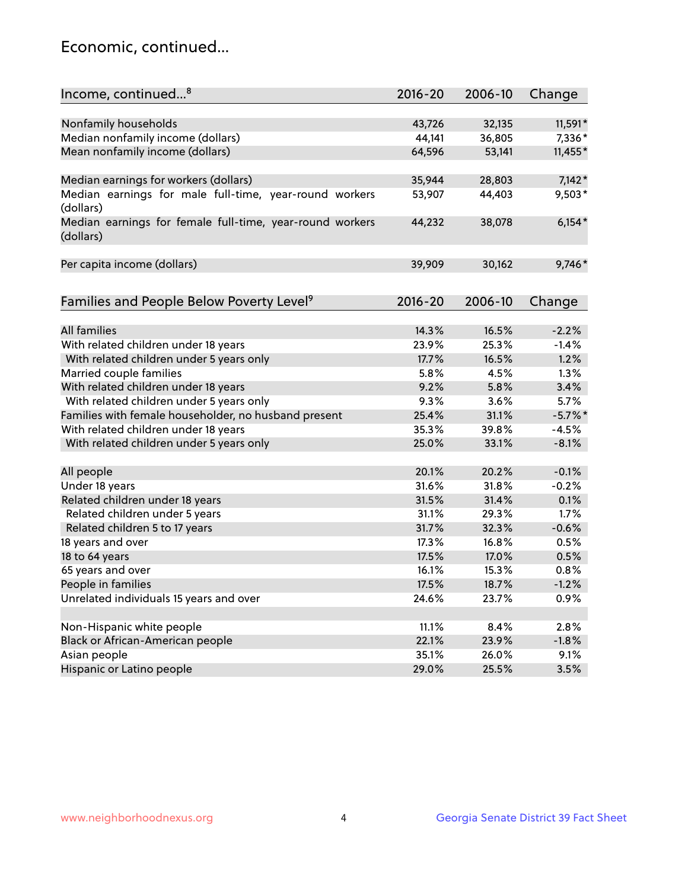## Economic, continued...

| Income, continued...[8] | 2016-20 | 2006-10 | Change |
|---|---|---|---|
| Nonfamily households | 43,726 | 32,135 | 11,591* |
| Median nonfamily income (dollars) | 44,141 | 36,805 | 7,336* |
| Mean nonfamily income (dollars) | 64,596 | 53,141 | 11,455* |
| Median earnings for workers (dollars) | 35,944 | 28,803 | 7,142* |
| Median earnings for male full-time, year-round workers (dollars) | 53,907 | 44,403 | 9,503* |
| Median earnings for female full-time, year-round workers (dollars) | 44,232 | 38,078 | 6,154* |
| Per capita income (dollars) | 39,909 | 30,162 | 9,746* |

| Families and People Below Poverty Level[9] | 2016-20 | 2006-10 | Change |
|---|---|---|---|
| All families | 14.3% | 16.5% | -2.2% |
| With related children under 18 years | 23.9% | 25.3% | -1.4% |
| With related children under 5 years only | 17.7% | 16.5% | 1.2% |
| Married couple families | 5.8% | 4.5% | 1.3% |
| With related children under 18 years | 9.2% | 5.8% | 3.4% |
| With related children under 5 years only | 9.3% | 3.6% | 5.7% |
| Families with female householder, no husband present | 25.4% | 31.1% | -5.7%* |
| With related children under 18 years | 35.3% | 39.8% | -4.5% |
| With related children under 5 years only | 25.0% | 33.1% | -8.1% |
| All people | 20.1% | 20.2% | -0.1% |
| Under 18 years | 31.6% | 31.8% | -0.2% |
| Related children under 18 years | 31.5% | 31.4% | 0.1% |
| Related children under 5 years | 31.1% | 29.3% | 1.7% |
| Related children 5 to 17 years | 31.7% | 32.3% | -0.6% |
| 18 years and over | 17.3% | 16.8% | 0.5% |
| 18 to 64 years | 17.5% | 17.0% | 0.5% |
| 65 years and over | 16.1% | 15.3% | 0.8% |
| People in families | 17.5% | 18.7% | -1.2% |
| Unrelated individuals 15 years and over | 24.6% | 23.7% | 0.9% |
| Non-Hispanic white people | 11.1% | 8.4% | 2.8% |
| Black or African-American people | 22.1% | 23.9% | -1.8% |
| Asian people | 35.1% | 26.0% | 9.1% |
| Hispanic or Latino people | 29.0% | 25.5% | 3.5% |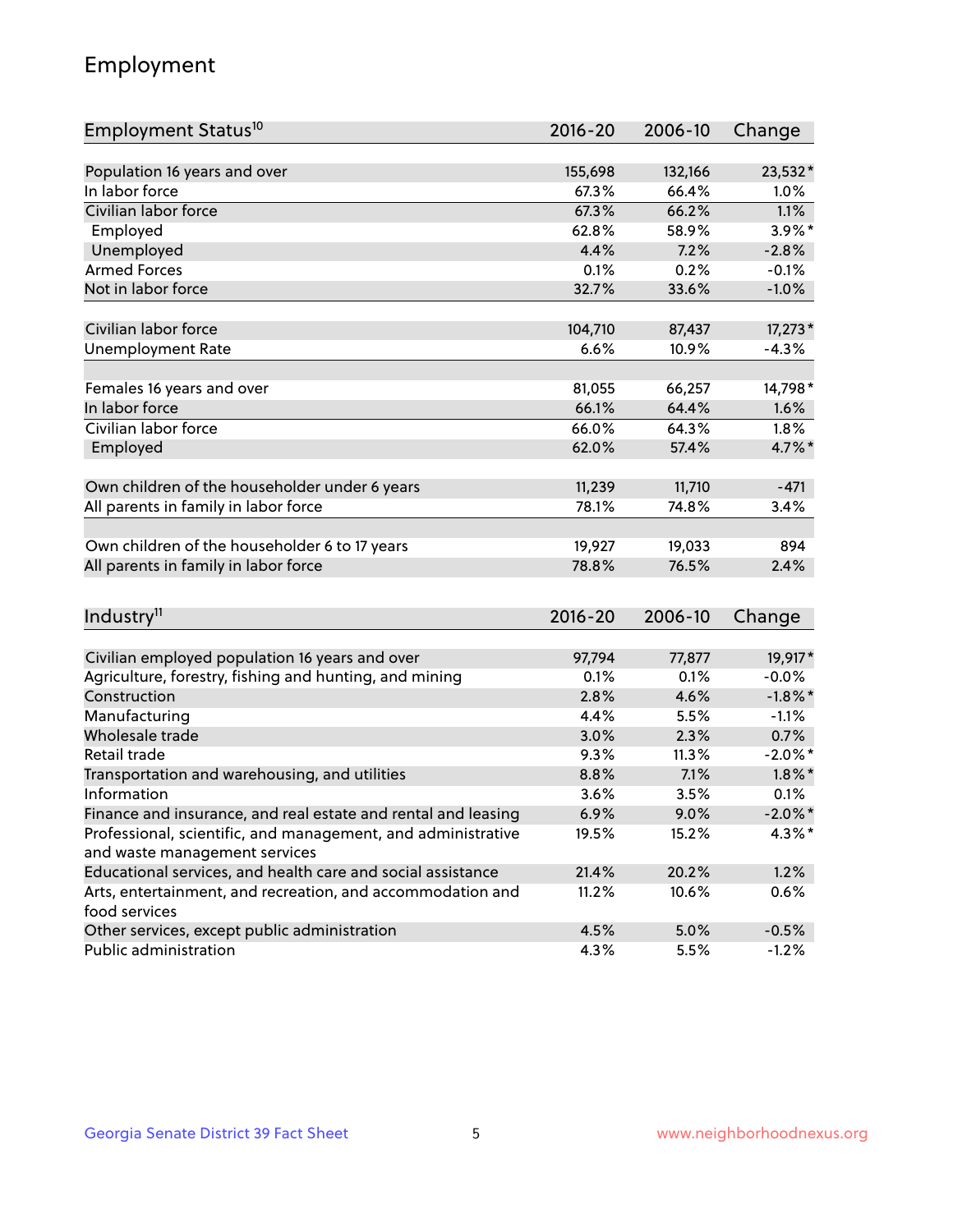## Employment

| Employment Status[10] | 2016-20 | 2006-10 | Change |
|---|---|---|---|
| Population 16 years and over | 155,698 | 132,166 | 23,532* |
| In labor force | 67.3% | 66.4% | 1.0% |
| Civilian labor force | 67.3% | 66.2% | 1.1% |
| Employed | 62.8% | 58.9% | 3.9%* |
| Unemployed | 4.4% | 7.2% | -2.8% |
| Armed Forces | 0.1% | 0.2% | -0.1% |
| Not in labor force | 32.7% | 33.6% | -1.0% |
| | | | |
| Civilian labor force | 104,710 | 87,437 | 17,273* |
| Unemployment Rate | 6.6% | 10.9% | -4.3% |
| | | | |
| Females 16 years and over | 81,055 | 66,257 | 14,798* |
| In labor force | 66.1% | 64.4% | 1.6% |
| Civilian labor force | 66.0% | 64.3% | 1.8% |
| Employed | 62.0% | 57.4% | 4.7%* |
| | | | |
| Own children of the householder under 6 years | 11,239 | 11,710 | -471 |
| All parents in family in labor force | 78.1% | 74.8% | 3.4% |
| | | | |
| Own children of the householder 6 to 17 years | 19,927 | 19,033 | 894 |
| All parents in family in labor force | 78.8% | 76.5% | 2.4% |

| Industry[11] | 2016-20 | 2006-10 | Change |
|---|---|---|---|
| Civilian employed population 16 years and over | 97,794 | 77,877 | 19,917* |
| Agriculture, forestry, fishing and hunting, and mining | 0.1% | 0.1% | -0.0% |
| Construction | 2.8% | 4.6% | -1.8%* |
| Manufacturing | 4.4% | 5.5% | -1.1% |
| Wholesale trade | 3.0% | 2.3% | 0.7% |
| Retail trade | 9.3% | 11.3% | -2.0%* |
| Transportation and warehousing, and utilities | 8.8% | 7.1% | 1.8%* |
| Information | 3.6% | 3.5% | 0.1% |
| Finance and insurance, and real estate and rental and leasing | 6.9% | 9.0% | -2.0%* |
| Professional, scientific, and management, and administrative and waste management services | 19.5% | 15.2% | 4.3%* |
| Educational services, and health care and social assistance | 21.4% | 20.2% | 1.2% |
| Arts, entertainment, and recreation, and accommodation and food services | 11.2% | 10.6% | 0.6% |
| Other services, except public administration | 4.5% | 5.0% | -0.5% |
| Public administration | 4.3% | 5.5% | -1.2% |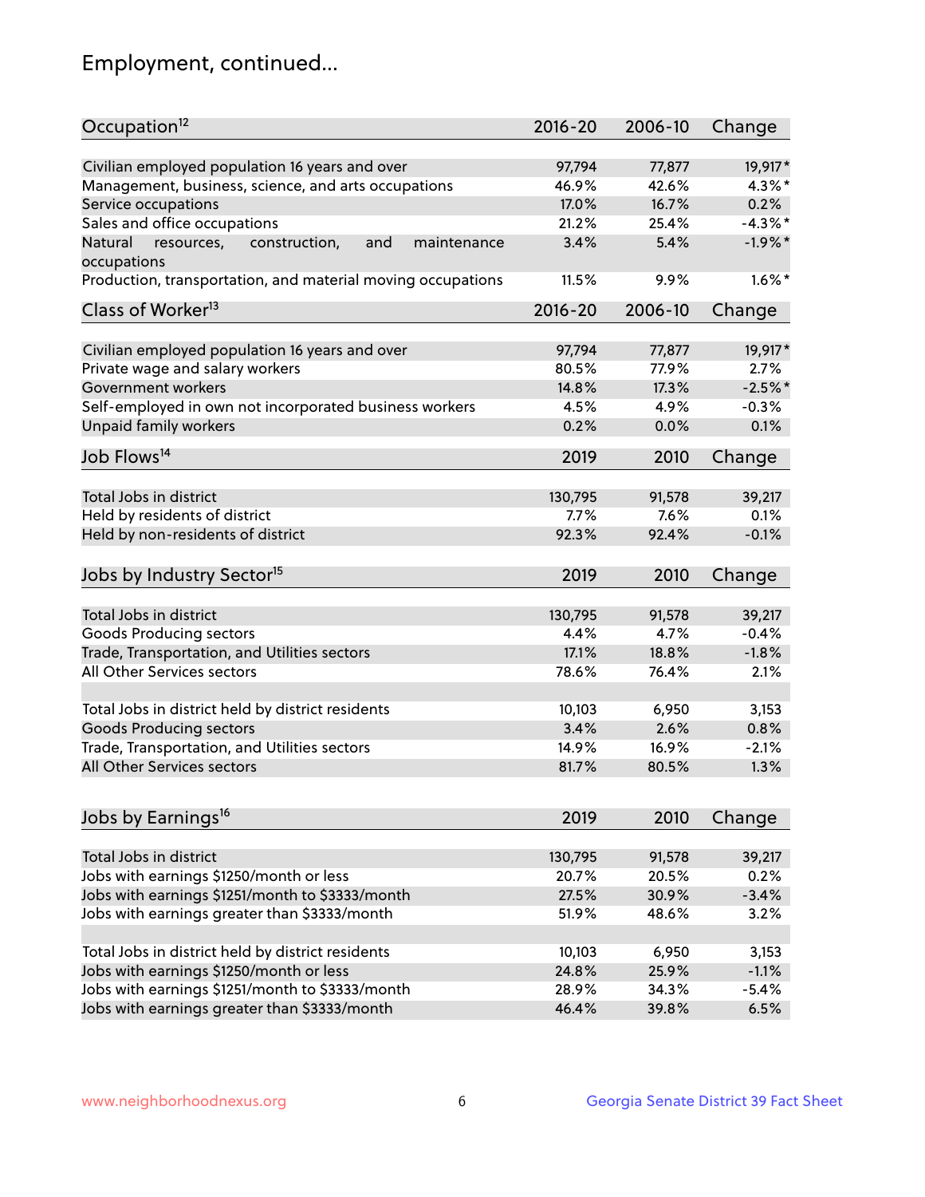# Employment, continued...

| Occupation[12] | 2016-20 | 2006-10 | Change |
|---|---|---|---|
| Civilian employed population 16 years and over | 97,794 | 77,877 | 19,917* |
| Management, business, science, and arts occupations | 46.9% | 42.6% | 4.3%* |
| Service occupations | 17.0% | 16.7% | 0.2% |
| Sales and office occupations | 21.2% | 25.4% | -4.3%* |
| Natural resources, construction, and maintenance occupations | 3.4% | 5.4% | -1.9%* |
| Production, transportation, and material moving occupations | 11.5% | 9.9% | 1.6%* |

| Class of Worker[13] | 2016-20 | 2006-10 | Change |
|---|---|---|---|
| Civilian employed population 16 years and over | 97,794 | 77,877 | 19,917* |
| Private wage and salary workers | 80.5% | 77.9% | 2.7% |
| Government workers | 14.8% | 17.3% | -2.5%* |
| Self-employed in own not incorporated business workers | 4.5% | 4.9% | -0.3% |
| Unpaid family workers | 0.2% | 0.0% | 0.1% |

| Job Flows[14] | 2019 | 2010 | Change |
|---|---|---|---|
| Total Jobs in district | 130,795 | 91,578 | 39,217 |
| Held by residents of district | 7.7% | 7.6% | 0.1% |
| Held by non-residents of district | 92.3% | 92.4% | -0.1% |

| Jobs by Industry Sector[15] | 2019 | 2010 | Change |
|---|---|---|---|
| Total Jobs in district | 130,795 | 91,578 | 39,217 |
| Goods Producing sectors | 4.4% | 4.7% | -0.4% |
| Trade, Transportation, and Utilities sectors | 17.1% | 18.8% | -1.8% |
| All Other Services sectors | 78.6% | 76.4% | 2.1% |
| | | | |
| Total Jobs in district held by district residents | 10,103 | 6,950 | 3,153 |
| Goods Producing sectors | 3.4% | 2.6% | 0.8% |
| Trade, Transportation, and Utilities sectors | 14.9% | 16.9% | -2.1% |
| All Other Services sectors | 81.7% | 80.5% | 1.3% |

| Jobs by Earnings[16] | 2019 | 2010 | Change |
|---|---|---|---|
| Total Jobs in district | 130,795 | 91,578 | 39,217 |
| Jobs with earnings $1250/month or less | 20.7% | 20.5% | 0.2% |
| Jobs with earnings $1251/month to $3333/month | 27.5% | 30.9% | -3.4% |
| Jobs with earnings greater than $3333/month | 51.9% | 48.6% | 3.2% |
| | | | |
| Total Jobs in district held by district residents | 10,103 | 6,950 | 3,153 |
| Jobs with earnings $1250/month or less | 24.8% | 25.9% | -1.1% |
| Jobs with earnings $1251/month to $3333/month | 28.9% | 34.3% | -5.4% |
| Jobs with earnings greater than $3333/month | 46.4% | 39.8% | 6.5% |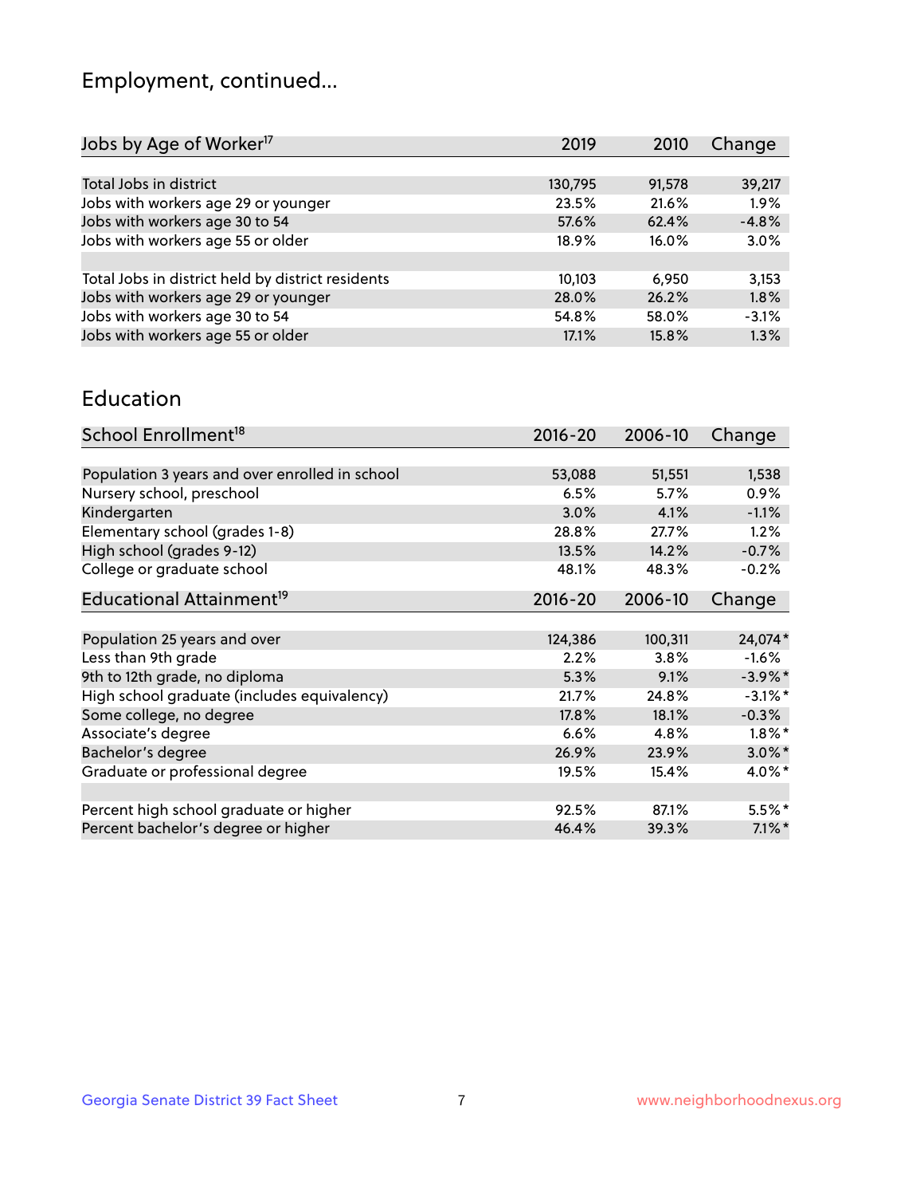## Employment, continued...

| Jobs by Age of Worker[17] | 2019 | 2010 | Change |
|---|---|---|---|
| Total Jobs in district | 130,795 | 91,578 | 39,217 |
| Jobs with workers age 29 or younger | 23.5% | 21.6% | 1.9% |
| Jobs with workers age 30 to 54 | 57.6% | 62.4% | -4.8% |
| Jobs with workers age 55 or older | 18.9% | 16.0% | 3.0% |
| | | | |
| Total Jobs in district held by district residents | 10,103 | 6,950 | 3,153 |
| Jobs with workers age 29 or younger | 28.0% | 26.2% | 1.8% |
| Jobs with workers age 30 to 54 | 54.8% | 58.0% | -3.1% |
| Jobs with workers age 55 or older | 17.1% | 15.8% | 1.3% |

## Education

| School Enrollment[18] | 2016-20 | 2006-10 | Change |
|---|---|---|---|
| Population 3 years and over enrolled in school | 53,088 | 51,551 | 1,538 |
| Nursery school, preschool | 6.5% | 5.7% | 0.9% |
| Kindergarten | 3.0% | 4.1% | -1.1% |
| Elementary school (grades 1-8) | 28.8% | 27.7% | 1.2% |
| High school (grades 9-12) | 13.5% | 14.2% | -0.7% |
| College or graduate school | 48.1% | 48.3% | -0.2% |

| Educational Attainment[19] | 2016-20 | 2006-10 | Change |
|---|---|---|---|
| Population 25 years and over | 124,386 | 100,311 | 24,074* |
| Less than 9th grade | 2.2% | 3.8% | -1.6% |
| 9th to 12th grade, no diploma | 5.3% | 9.1% | -3.9%* |
| High school graduate (includes equivalency) | 21.7% | 24.8% | -3.1%* |
| Some college, no degree | 17.8% | 18.1% | -0.3% |
| Associate's degree | 6.6% | 4.8% | 1.8%* |
| Bachelor's degree | 26.9% | 23.9% | 3.0%* |
| Graduate or professional degree | 19.5% | 15.4% | 4.0%* |
| | | | |
| Percent high school graduate or higher | 92.5% | 87.1% | 5.5%* |
| Percent bachelor's degree or higher | 46.4% | 39.3% | 7.1%* |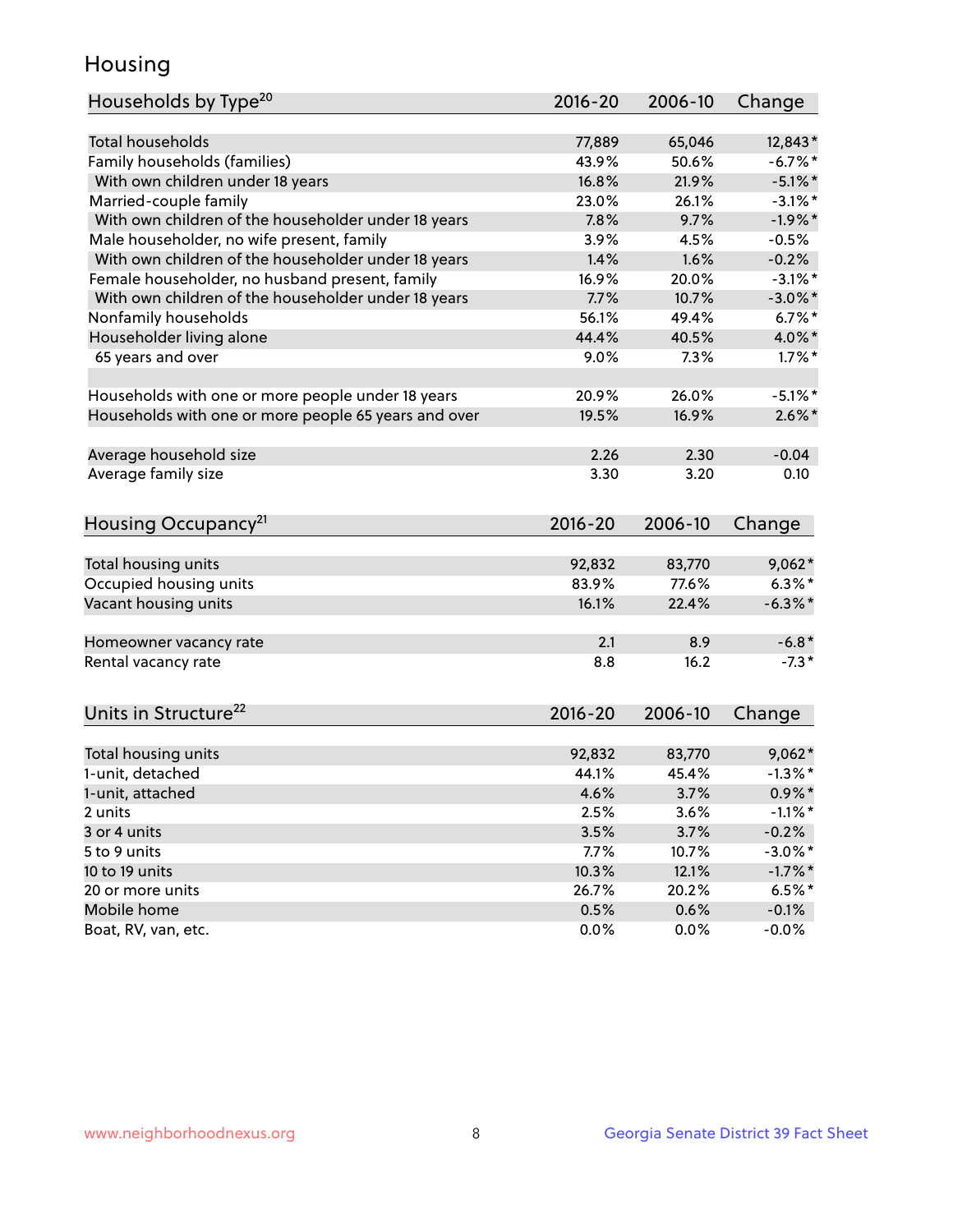## Housing

| Households by Type[20] | 2016-20 | 2006-10 | Change |
|---|---|---|---|
| Total households | 77,889 | 65,046 | 12,843* |
| Family households (families) | 43.9% | 50.6% | -6.7%* |
| With own children under 18 years | 16.8% | 21.9% | -5.1%* |
| Married-couple family | 23.0% | 26.1% | -3.1%* |
| With own children of the householder under 18 years | 7.8% | 9.7% | -1.9%* |
| Male householder, no wife present, family | 3.9% | 4.5% | -0.5% |
| With own children of the householder under 18 years | 1.4% | 1.6% | -0.2% |
| Female householder, no husband present, family | 16.9% | 20.0% | -3.1%* |
| With own children of the householder under 18 years | 7.7% | 10.7% | -3.0%* |
| Nonfamily households | 56.1% | 49.4% | 6.7%* |
| Householder living alone | 44.4% | 40.5% | 4.0%* |
| 65 years and over | 9.0% | 7.3% | 1.7%* |
| Households with one or more people under 18 years | 20.9% | 26.0% | -5.1%* |
| Households with one or more people 65 years and over | 19.5% | 16.9% | 2.6%* |
| Average household size | 2.26 | 2.30 | -0.04 |
| Average family size | 3.30 | 3.20 | 0.10 |

| Housing Occupancy[21] | 2016-20 | 2006-10 | Change |
|---|---|---|---|
| Total housing units | 92,832 | 83,770 | 9,062* |
| Occupied housing units | 83.9% | 77.6% | 6.3%* |
| Vacant housing units | 16.1% | 22.4% | -6.3%* |
| Homeowner vacancy rate | 2.1 | 8.9 | -6.8* |
| Rental vacancy rate | 8.8 | 16.2 | -7.3* |

| Units in Structure[22] | 2016-20 | 2006-10 | Change |
|---|---|---|---|
| Total housing units | 92,832 | 83,770 | 9,062* |
| 1-unit, detached | 44.1% | 45.4% | -1.3%* |
| 1-unit, attached | 4.6% | 3.7% | 0.9%* |
| 2 units | 2.5% | 3.6% | -1.1%* |
| 3 or 4 units | 3.5% | 3.7% | -0.2% |
| 5 to 9 units | 7.7% | 10.7% | -3.0%* |
| 10 to 19 units | 10.3% | 12.1% | -1.7%* |
| 20 or more units | 26.7% | 20.2% | 6.5%* |
| Mobile home | 0.5% | 0.6% | -0.1% |
| Boat, RV, van, etc. | 0.0% | 0.0% | -0.0% |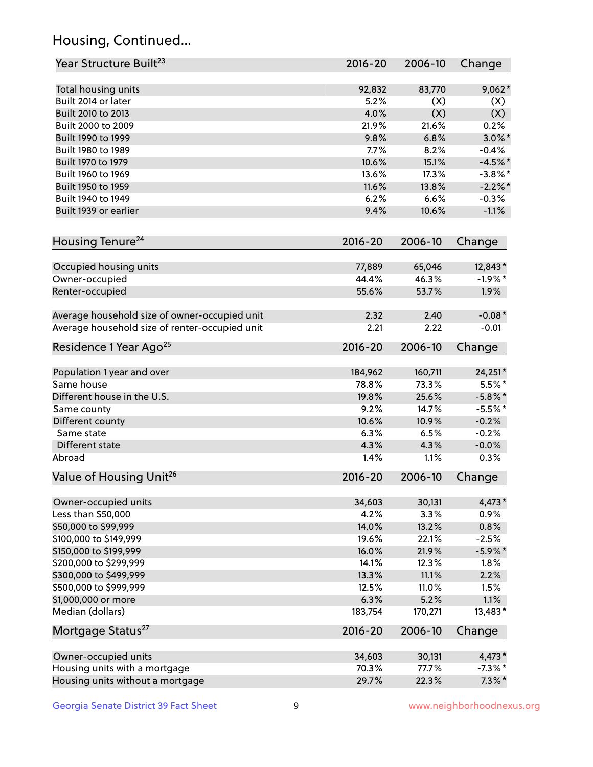## Housing, Continued...

| Year Structure Built[23] | 2016-20 | 2006-10 | Change |
|---|---|---|---|
| Total housing units | 92,832 | 83,770 | 9,062* |
| Built 2014 or later | 5.2% | (X) | (X) |
| Built 2010 to 2013 | 4.0% | (X) | (X) |
| Built 2000 to 2009 | 21.9% | 21.6% | 0.2% |
| Built 1990 to 1999 | 9.8% | 6.8% | 3.0%* |
| Built 1980 to 1989 | 7.7% | 8.2% | -0.4% |
| Built 1970 to 1979 | 10.6% | 15.1% | -4.5%* |
| Built 1960 to 1969 | 13.6% | 17.3% | -3.8%* |
| Built 1950 to 1959 | 11.6% | 13.8% | -2.2%* |
| Built 1940 to 1949 | 6.2% | 6.6% | -0.3% |
| Built 1939 or earlier | 9.4% | 10.6% | -1.1% |

| Housing Tenure[24] | 2016-20 | 2006-10 | Change |
|---|---|---|---|
| Occupied housing units | 77,889 | 65,046 | 12,843* |
| Owner-occupied | 44.4% | 46.3% | -1.9%* |
| Renter-occupied | 55.6% | 53.7% | 1.9% |
| Average household size of owner-occupied unit | 2.32 | 2.40 | -0.08* |
| Average household size of renter-occupied unit | 2.21 | 2.22 | -0.01 |

| Residence 1 Year Ago[25] | 2016-20 | 2006-10 | Change |
|---|---|---|---|
| Population 1 year and over | 184,962 | 160,711 | 24,251* |
| Same house | 78.8% | 73.3% | 5.5%* |
| Different house in the U.S. | 19.8% | 25.6% | -5.8%* |
| Same county | 9.2% | 14.7% | -5.5%* |
| Different county | 10.6% | 10.9% | -0.2% |
| Same state | 6.3% | 6.5% | -0.2% |
| Different state | 4.3% | 4.3% | -0.0% |
| Abroad | 1.4% | 1.1% | 0.3% |

| Value of Housing Unit[26] | 2016-20 | 2006-10 | Change |
|---|---|---|---|
| Owner-occupied units | 34,603 | 30,131 | 4,473* |
| Less than $50,000 | 4.2% | 3.3% | 0.9% |
| $50,000 to $99,999 | 14.0% | 13.2% | 0.8% |
| $100,000 to $149,999 | 19.6% | 22.1% | -2.5% |
| $150,000 to $199,999 | 16.0% | 21.9% | -5.9%* |
| $200,000 to $299,999 | 14.1% | 12.3% | 1.8% |
| $300,000 to $499,999 | 13.3% | 11.1% | 2.2% |
| $500,000 to $999,999 | 12.5% | 11.0% | 1.5% |
| $1,000,000 or more | 6.3% | 5.2% | 1.1% |
| Median (dollars) | 183,754 | 170,271 | 13,483* |

| Mortgage Status[27] | 2016-20 | 2006-10 | Change |
|---|---|---|---|
| Owner-occupied units | 34,603 | 30,131 | 4,473* |
| Housing units with a mortgage | 70.3% | 77.7% | -7.3%* |
| Housing units without a mortgage | 29.7% | 22.3% | 7.3%* |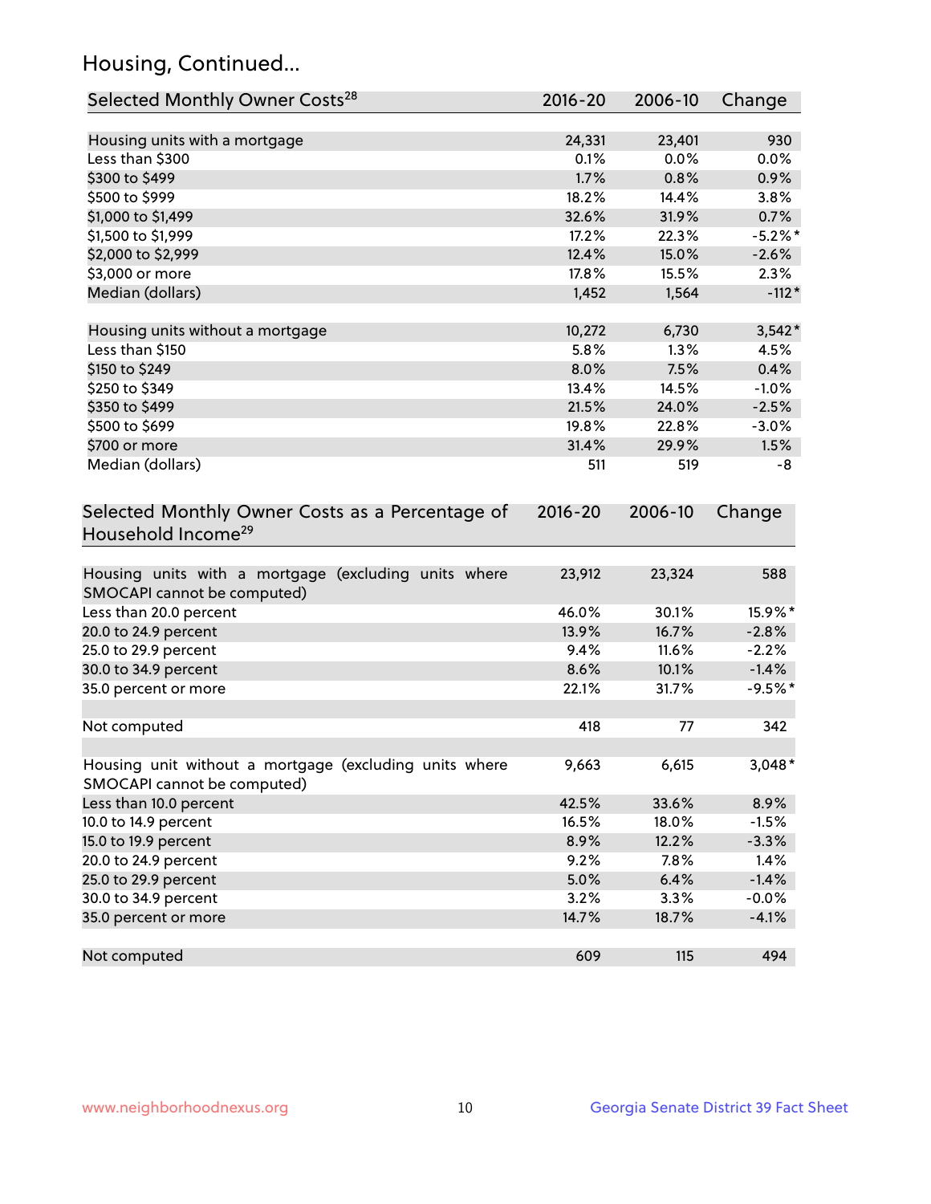## Housing, Continued...

| Selected Monthly Owner Costs[28] | 2016-20 | 2006-10 | Change |
|---|---|---|---|
| Housing units with a mortgage | 24,331 | 23,401 | 930 |
| Less than $300 | 0.1% | 0.0% | 0.0% |
| $300 to $499 | 1.7% | 0.8% | 0.9% |
| $500 to $999 | 18.2% | 14.4% | 3.8% |
| $1,000 to $1,499 | 32.6% | 31.9% | 0.7% |
| $1,500 to $1,999 | 17.2% | 22.3% | -5.2%* |
| $2,000 to $2,999 | 12.4% | 15.0% | -2.6% |
| $3,000 or more | 17.8% | 15.5% | 2.3% |
| Median (dollars) | 1,452 | 1,564 | -112* |
| | | | |
| Housing units without a mortgage | 10,272 | 6,730 | 3,542* |
| Less than $150 | 5.8% | 1.3% | 4.5% |
| $150 to $249 | 8.0% | 7.5% | 0.4% |
| $250 to $349 | 13.4% | 14.5% | -1.0% |
| $350 to $499 | 21.5% | 24.0% | -2.5% |
| $500 to $699 | 19.8% | 22.8% | -3.0% |
| $700 or more | 31.4% | 29.9% | 1.5% |
| Median (dollars) | 511 | 519 | -8 |

| Selected Monthly Owner Costs as a Percentage of Household Income[29] | 2016-20 | 2006-10 | Change |
|---|---|---|---|
| Housing units with a mortgage (excluding units where SMOCAPI cannot be computed) | 23,912 | 23,324 | 588 |
| Less than 20.0 percent | 46.0% | 30.1% | 15.9%* |
| 20.0 to 24.9 percent | 13.9% | 16.7% | -2.8% |
| 25.0 to 29.9 percent | 9.4% | 11.6% | -2.2% |
| 30.0 to 34.9 percent | 8.6% | 10.1% | -1.4% |
| 35.0 percent or more | 22.1% | 31.7% | -9.5%* |
| | | | |
| Not computed | 418 | 77 | 342 |
| | | | |
| Housing unit without a mortgage (excluding units where SMOCAPI cannot be computed) | 9,663 | 6,615 | 3,048* |
| Less than 10.0 percent | 42.5% | 33.6% | 8.9% |
| 10.0 to 14.9 percent | 16.5% | 18.0% | -1.5% |
| 15.0 to 19.9 percent | 8.9% | 12.2% | -3.3% |
| 20.0 to 24.9 percent | 9.2% | 7.8% | 1.4% |
| 25.0 to 29.9 percent | 5.0% | 6.4% | -1.4% |
| 30.0 to 34.9 percent | 3.2% | 3.3% | -0.0% |
| 35.0 percent or more | 14.7% | 18.7% | -4.1% |
| | | | |
| Not computed | 609 | 115 | 494 |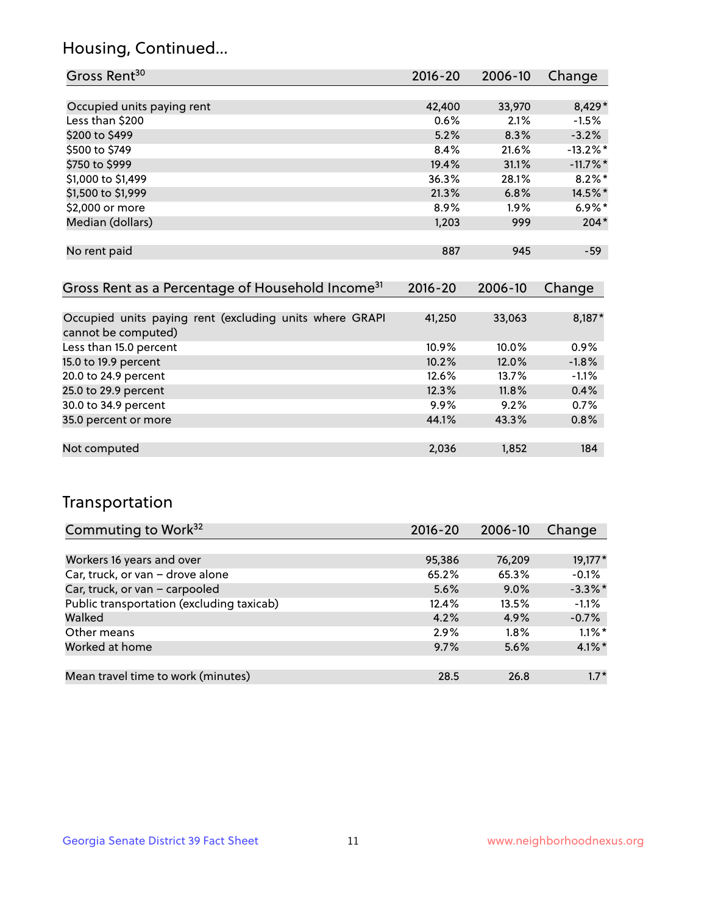## Housing, Continued...

| Gross Rent[30] | 2016-20 | 2006-10 | Change |
|---|---|---|---|
| Occupied units paying rent | 42,400 | 33,970 | 8,429* |
| Less than $200 | 0.6% | 2.1% | -1.5% |
| $200 to $499 | 5.2% | 8.3% | -3.2% |
| $500 to $749 | 8.4% | 21.6% | -13.2%* |
| $750 to $999 | 19.4% | 31.1% | -11.7%* |
| $1,000 to $1,499 | 36.3% | 28.1% | 8.2%* |
| $1,500 to $1,999 | 21.3% | 6.8% | 14.5%* |
| $2,000 or more | 8.9% | 1.9% | 6.9%* |
| Median (dollars) | 1,203 | 999 | 204* |
| No rent paid | 887 | 945 | -59 |

| Gross Rent as a Percentage of Household Income[31] | 2016-20 | 2006-10 | Change |
|---|---|---|---|
| Occupied units paying rent (excluding units where GRAPI cannot be computed) | 41,250 | 33,063 | 8,187* |
| Less than 15.0 percent | 10.9% | 10.0% | 0.9% |
| 15.0 to 19.9 percent | 10.2% | 12.0% | -1.8% |
| 20.0 to 24.9 percent | 12.6% | 13.7% | -1.1% |
| 25.0 to 29.9 percent | 12.3% | 11.8% | 0.4% |
| 30.0 to 34.9 percent | 9.9% | 9.2% | 0.7% |
| 35.0 percent or more | 44.1% | 43.3% | 0.8% |
| Not computed | 2,036 | 1,852 | 184 |

## Transportation

| Commuting to Work[32] | 2016-20 | 2006-10 | Change |
|---|---|---|---|
| Workers 16 years and over | 95,386 | 76,209 | 19,177* |
| Car, truck, or van – drove alone | 65.2% | 65.3% | -0.1% |
| Car, truck, or van – carpooled | 5.6% | 9.0% | -3.3%* |
| Public transportation (excluding taxicab) | 12.4% | 13.5% | -1.1% |
| Walked | 4.2% | 4.9% | -0.7% |
| Other means | 2.9% | 1.8% | 1.1%* |
| Worked at home | 9.7% | 5.6% | 4.1%* |
| Mean travel time to work (minutes) | 28.5 | 26.8 | 1.7* |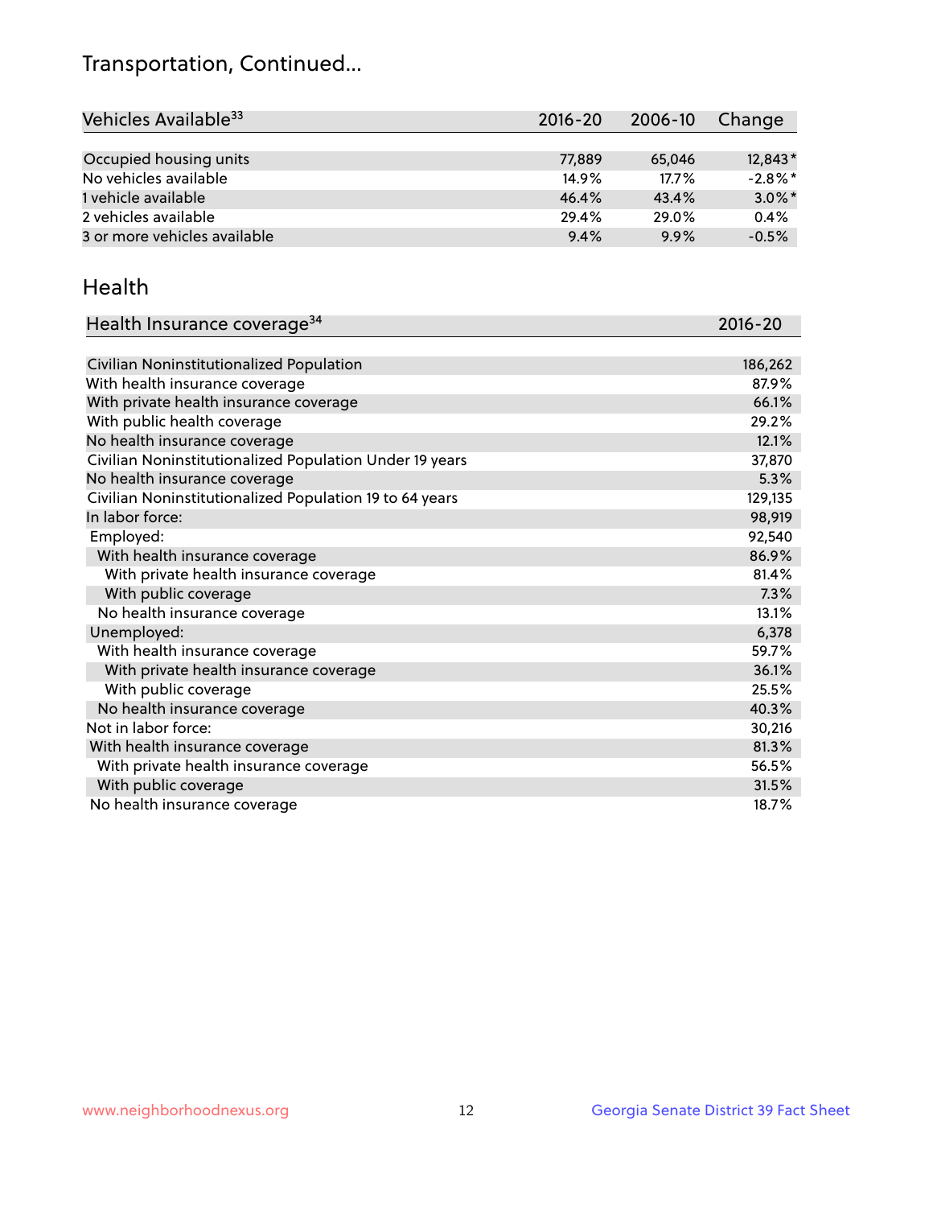## Transportation, Continued...

| Vehicles Available[33] | 2016-20 | 2006-10 | Change |
|---|---|---|---|
| Occupied housing units | 77,889 | 65,046 | 12,843* |
| No vehicles available | 14.9% | 17.7% | -2.8%* |
| 1 vehicle available | 46.4% | 43.4% | 3.0%* |
| 2 vehicles available | 29.4% | 29.0% | 0.4% |
| 3 or more vehicles available | 9.4% | 9.9% | -0.5% |

## Health

| Health Insurance coverage[34] | 2016-20 |
|---|---|
| Civilian Noninstitutionalized Population | 186,262 |
| With health insurance coverage | 87.9% |
| With private health insurance coverage | 66.1% |
| With public health coverage | 29.2% |
| No health insurance coverage | 12.1% |
| Civilian Noninstitutionalized Population Under 19 years | 37,870 |
| No health insurance coverage | 5.3% |
| Civilian Noninstitutionalized Population 19 to 64 years | 129,135 |
| In labor force: | 98,919 |
| Employed: | 92,540 |
| With health insurance coverage | 86.9% |
| With private health insurance coverage | 81.4% |
| With public coverage | 7.3% |
| No health insurance coverage | 13.1% |
| Unemployed: | 6,378 |
| With health insurance coverage | 59.7% |
| With private health insurance coverage | 36.1% |
| With public coverage | 25.5% |
| No health insurance coverage | 40.3% |
| Not in labor force: | 30,216 |
| With health insurance coverage | 81.3% |
| With private health insurance coverage | 56.5% |
| With public coverage | 31.5% |
| No health insurance coverage | 18.7% |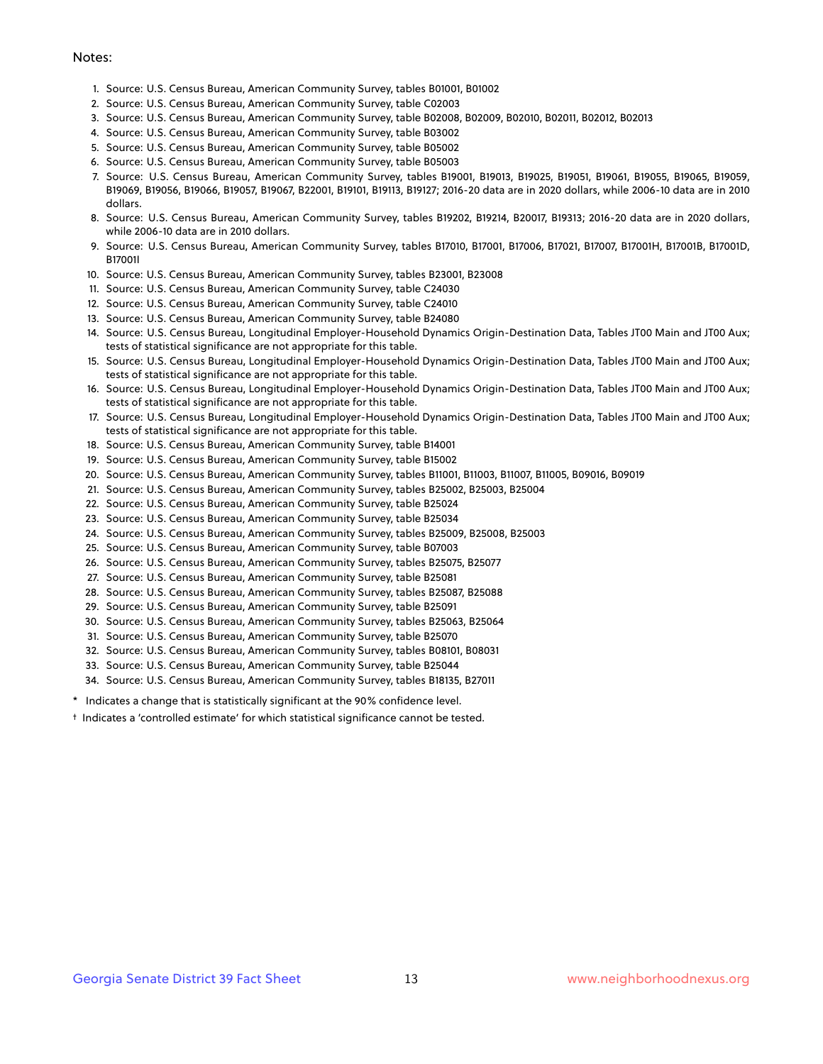Notes:

1. Source: U.S. Census Bureau, American Community Survey, tables B01001, B01002
2. Source: U.S. Census Bureau, American Community Survey, table C02003
3. Source: U.S. Census Bureau, American Community Survey, table B02008, B02009, B02010, B02011, B02012, B02013
4. Source: U.S. Census Bureau, American Community Survey, table B03002
5. Source: U.S. Census Bureau, American Community Survey, table B05002
6. Source: U.S. Census Bureau, American Community Survey, table B05003
7. Source: U.S. Census Bureau, American Community Survey, tables B19001, B19013, B19025, B19051, B19061, B19055, B19065, B19059, B19069, B19056, B19066, B19057, B19067, B22001, B19101, B19113, B19127; 2016-20 data are in 2020 dollars, while 2006-10 data are in 2010 dollars.
8. Source: U.S. Census Bureau, American Community Survey, tables B19202, B19214, B20017, B19313; 2016-20 data are in 2020 dollars, while 2006-10 data are in 2010 dollars.
9. Source: U.S. Census Bureau, American Community Survey, tables B17010, B17001, B17006, B17021, B17007, B17001H, B17001B, B17001D, B17001I
10. Source: U.S. Census Bureau, American Community Survey, tables B23001, B23008
11. Source: U.S. Census Bureau, American Community Survey, table C24030
12. Source: U.S. Census Bureau, American Community Survey, table C24010
13. Source: U.S. Census Bureau, American Community Survey, table B24080
14. Source: U.S. Census Bureau, Longitudinal Employer-Household Dynamics Origin-Destination Data, Tables JT00 Main and JT00 Aux; tests of statistical significance are not appropriate for this table.
15. Source: U.S. Census Bureau, Longitudinal Employer-Household Dynamics Origin-Destination Data, Tables JT00 Main and JT00 Aux; tests of statistical significance are not appropriate for this table.
16. Source: U.S. Census Bureau, Longitudinal Employer-Household Dynamics Origin-Destination Data, Tables JT00 Main and JT00 Aux; tests of statistical significance are not appropriate for this table.
17. Source: U.S. Census Bureau, Longitudinal Employer-Household Dynamics Origin-Destination Data, Tables JT00 Main and JT00 Aux; tests of statistical significance are not appropriate for this table.
18. Source: U.S. Census Bureau, American Community Survey, table B14001
19. Source: U.S. Census Bureau, American Community Survey, table B15002
20. Source: U.S. Census Bureau, American Community Survey, tables B11001, B11003, B11007, B11005, B09016, B09019
21. Source: U.S. Census Bureau, American Community Survey, tables B25002, B25003, B25004
22. Source: U.S. Census Bureau, American Community Survey, table B25024
23. Source: U.S. Census Bureau, American Community Survey, table B25034
24. Source: U.S. Census Bureau, American Community Survey, tables B25009, B25008, B25003
25. Source: U.S. Census Bureau, American Community Survey, table B07003
26. Source: U.S. Census Bureau, American Community Survey, tables B25075, B25077
27. Source: U.S. Census Bureau, American Community Survey, table B25081
28. Source: U.S. Census Bureau, American Community Survey, tables B25087, B25088
29. Source: U.S. Census Bureau, American Community Survey, table B25091
30. Source: U.S. Census Bureau, American Community Survey, tables B25063, B25064
31. Source: U.S. Census Bureau, American Community Survey, table B25070
32. Source: U.S. Census Bureau, American Community Survey, tables B08101, B08031
33. Source: U.S. Census Bureau, American Community Survey, table B25044
34. Source: U.S. Census Bureau, American Community Survey, tables B18135, B27011

\* Indicates a change that is statistically significant at the 90% confidence level.

† Indicates a 'controlled estimate' for which statistical significance cannot be tested.